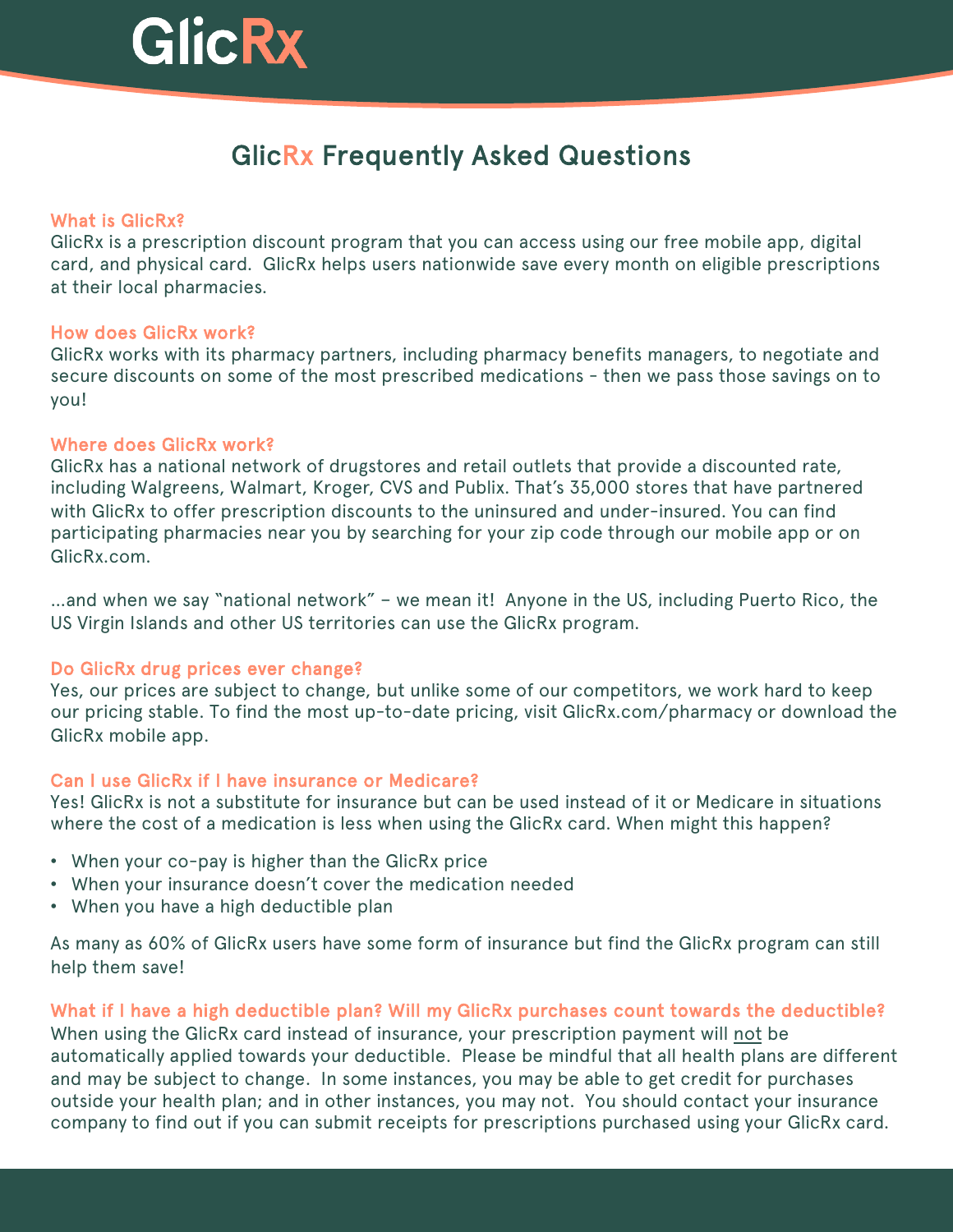# GlicRx

## GlicRx Frequently Asked Questions

### What is GlicRx?

GlicRx is a prescription discount program that you can access using our free mobile app, digital card, and physical card. GlicRx helps users nationwide save every month on eligible prescriptions at their local pharmacies.

### How does GlicRx work?

GlicRx works with its pharmacy partners, including pharmacy benefits managers, to negotiate and secure discounts on some of the most prescribed medications - then we pass those savings on to you!

### Where does GlicRx work?

GlicRx has a national network of drugstores and retail outlets that provide a discounted rate, including Walgreens, Walmart, Kroger, CVS and Publix. That's 35,000 stores that have partnered with GlicRx to offer prescription discounts to the uninsured and under-insured. You can find participating pharmacies near you by searching for your zip code through our mobile app or on GlicRx.com.

...and when we say "national network" – we mean it! Anyone in the US, including Puerto Rico, the US Virgin Islands and other US territories can use the GlicRx program.

### Do GlicRx drug prices ever change?

Yes, our prices are subject to change, but unlike some of our competitors, we work hard to keep our pricing stable. To find the most up-to-date pricing, visit GlicRx.com/pharmacy or download the GlicRx mobile app.

### Can I use GlicRx if I have insurance or Medicare?

Yes! GlicRx is not a substitute for insurance but can be used instead of it or Medicare in situations where the cost of a medication is less when using the GlicRx card. When might this happen?

- When your co-pay is higher than the GlicRx price
- When your insurance doesn't cover the medication needed
- When you have a high deductible plan

As many as 60% of GlicRx users have some form of insurance but find the GlicRx program can still help them save!

### What if I have a high deductible plan? Will my GlicRx purchases count towards the deductible?

When using the GlicRx card instead of insurance, your prescription payment will <u>not</u> be automatically applied towards your deductible. Please be mindful that all health plans are different and may be subject to change. In some instances, you may be able to get credit for purchases outside your health plan; and in other instances, you may not. You should contact your insurance company to find out if you can submit receipts for prescriptions purchased using your GlicRx card.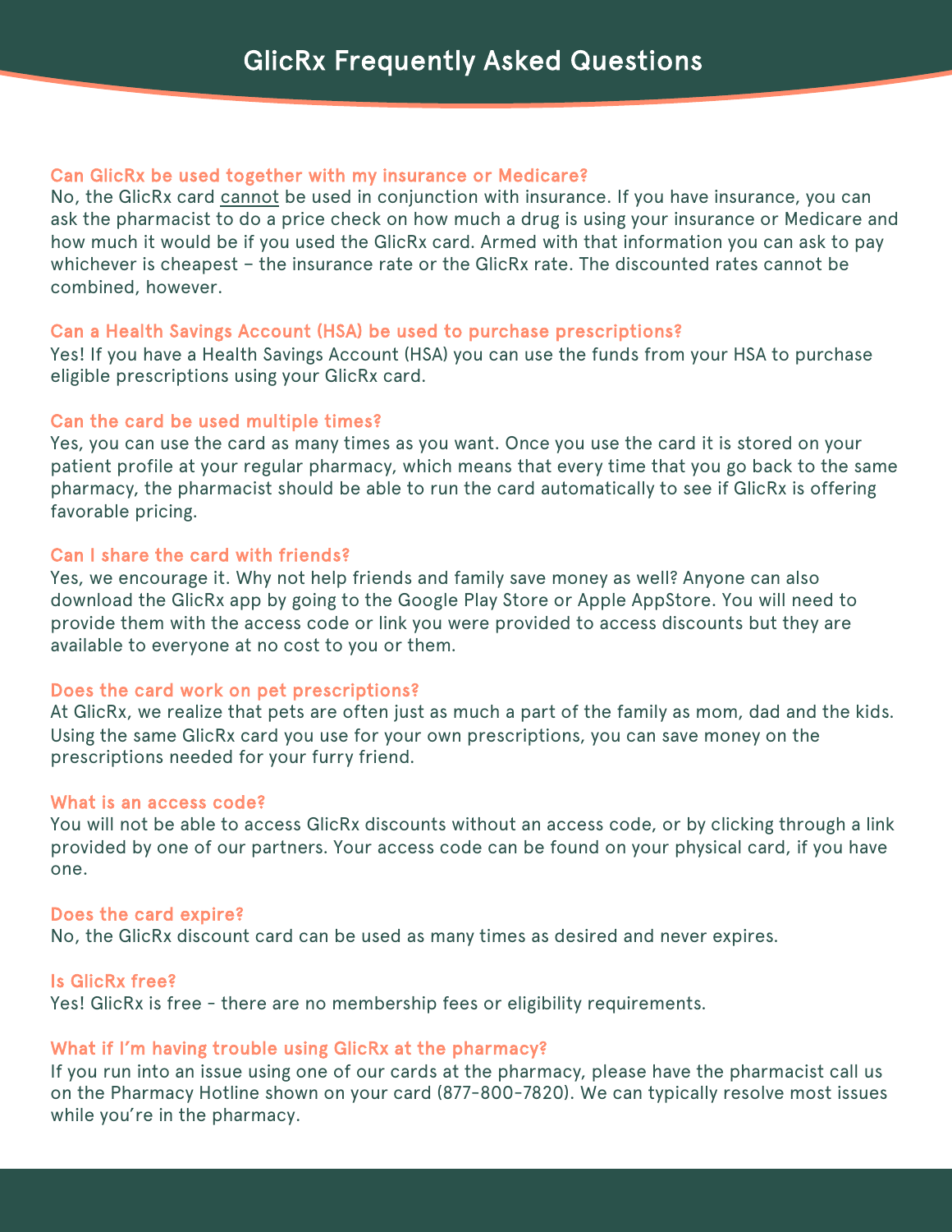# GlicRx Frequently Asked Questions

### Can GlicRx be used together with my insurance or Medicare?

No, the GlicRx card cannot be used in conjunction with insurance. If you have insurance, you can ask the pharmacist to do a price check on how much a drug is using your insurance or Medicare and how much it would be if you used the GlicRx card. Armed with that information you can ask to pay whichever is cheapest – the insurance rate or the GlicRx rate. The discounted rates cannot be combined, however.

### Can a Health Savings Account (HSA) be used to purchase prescriptions?

Yes! If you have a Health Savings Account (HSA) you can use the funds from your HSA to purchase eligible prescriptions using your GlicRx card.

### Can the card be used multiple times?

Yes, you can use the card as many times as you want. Once you use the card it is stored on your patient profile at your regular pharmacy, which means that every time that you go back to the same pharmacy, the pharmacist should be able to run the card automatically to see if GlicRx is offering favorable pricing.

### Can I share the card with friends?

Yes, we encourage it. Why not help friends and family save money as well? Anyone can also download the GlicRx app by going to the Google Play Store or Apple AppStore. You will need to provide them with the access code or link you were provided to access discounts but they are available to everyone at no cost to you or them.

### Does the card work on pet prescriptions?

At GlicRx, we realize that pets are often just as much a part of the family as mom, dad and the kids. Using the same GlicRx card you use for your own prescriptions, you can save money on the prescriptions needed for your furry friend.

### What is an access code?

You will not be able to access GlicRx discounts without an access code, or by clicking through a link provided by one of our partners. Your access code can be found on your physical card, if you have one.

### Does the card expire?

No, the GlicRx discount card can be used as many times as desired and never expires.

### Is GlicRx free?

Yes! GlicRx is free - there are no membership fees or eligibility requirements.

### What if I'm having trouble using GlicRx at the pharmacy?

If you run into an issue using one of our cards at the pharmacy, please have the pharmacist call us on the Pharmacy Hotline shown on your card (877-800-7820). We can typically resolve most issues while you're in the pharmacy.